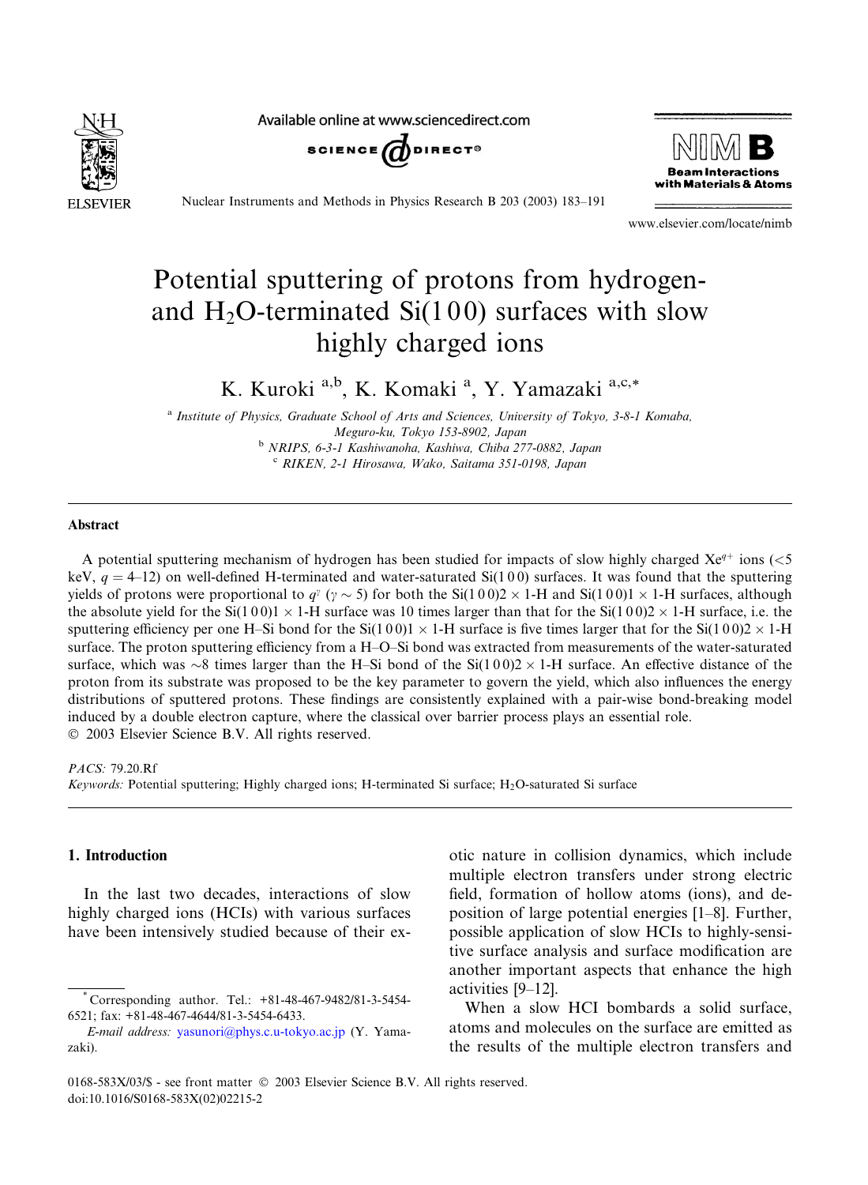# Potential sputtering of protons from hydrogen- and $H_2O$-terminated Si(1 0 0) surfaces with slow highly charged ions

K. Kuroki [a,b], K. Komaki [a], Y. Yamazaki [a,c,*]

[a] Institute of Physics, Graduate School of Arts and Sciences, University of Tokyo, 3-8-1 Komaba, Meguro-ku, Tokyo 153-8902, Japan

[b] NRIPS, 6-3-1 Kashiwanoha, Kashiwa, Chiba 277-0882, Japan

[c] RIKEN, 2-1 Hirosawa, Wako, Saitama 351-0198, Japan

## Abstract

A potential sputtering mechanism of hydrogen has been studied for impacts of slow highly charged $Xe^{q+}$ ions (<5 keV, $q = 4$–12) on well-defined H-terminated and water-saturated Si(1 0 0) surfaces. It was found that the sputtering yields of protons were proportional to $q^{\gamma}$ ($\gamma \sim 5$) for both the Si(1 0 0)2 × 1-H and Si(1 0 0)1 × 1-H surfaces, although the absolute yield for the Si(1 0 0)1 × 1-H surface was 10 times larger than that for the Si(1 0 0)2 × 1-H surface, i.e. the sputtering efficiency per one H–Si bond for the Si(1 0 0)1 × 1-H surface is five times larger that for the Si(1 0 0)2 × 1-H surface. The proton sputtering efficiency from a H–O–Si bond was extracted from measurements of the water-saturated surface, which was ~8 times larger than the H–Si bond of the Si(1 0 0)2 × 1-H surface. An effective distance of the proton from its substrate was proposed to be the key parameter to govern the yield, which also influences the energy distributions of sputtered protons. These findings are consistently explained with a pair-wise bond-breaking model induced by a double electron capture, where the classical over barrier process plays an essential role.

© 2003 Elsevier Science B.V. All rights reserved.

*PACS:* 79.20.Rf

*Keywords:* Potential sputtering; Highly charged ions; H-terminated Si surface; $H_2O$-saturated Si surface

## 1. Introduction

In the last two decades, interactions of slow highly charged ions (HCIs) with various surfaces have been intensively studied because of their exotic nature in collision dynamics, which include multiple electron transfers under strong electric field, formation of hollow atoms (ions), and deposition of large potential energies [1–8]. Further, possible application of slow HCIs to highly-sensitive surface analysis and surface modification are another important aspects that enhance the high activities [9–12].

When a slow HCI bombards a solid surface, atoms and molecules on the surface are emitted as the results of the multiple electron transfers and

---

* Corresponding author. Tel.: +81-48-467-9482/81-3-5454-6521; fax: +81-48-467-4644/81-3-5454-6433.

*E-mail address:* yasunori@phys.c.u-tokyo.ac.jp (Y. Yamazaki).

0168-583X/03/$ - see front matter © 2003 Elsevier Science B.V. All rights reserved.
doi:10.1016/S0168-583X(02)02215-2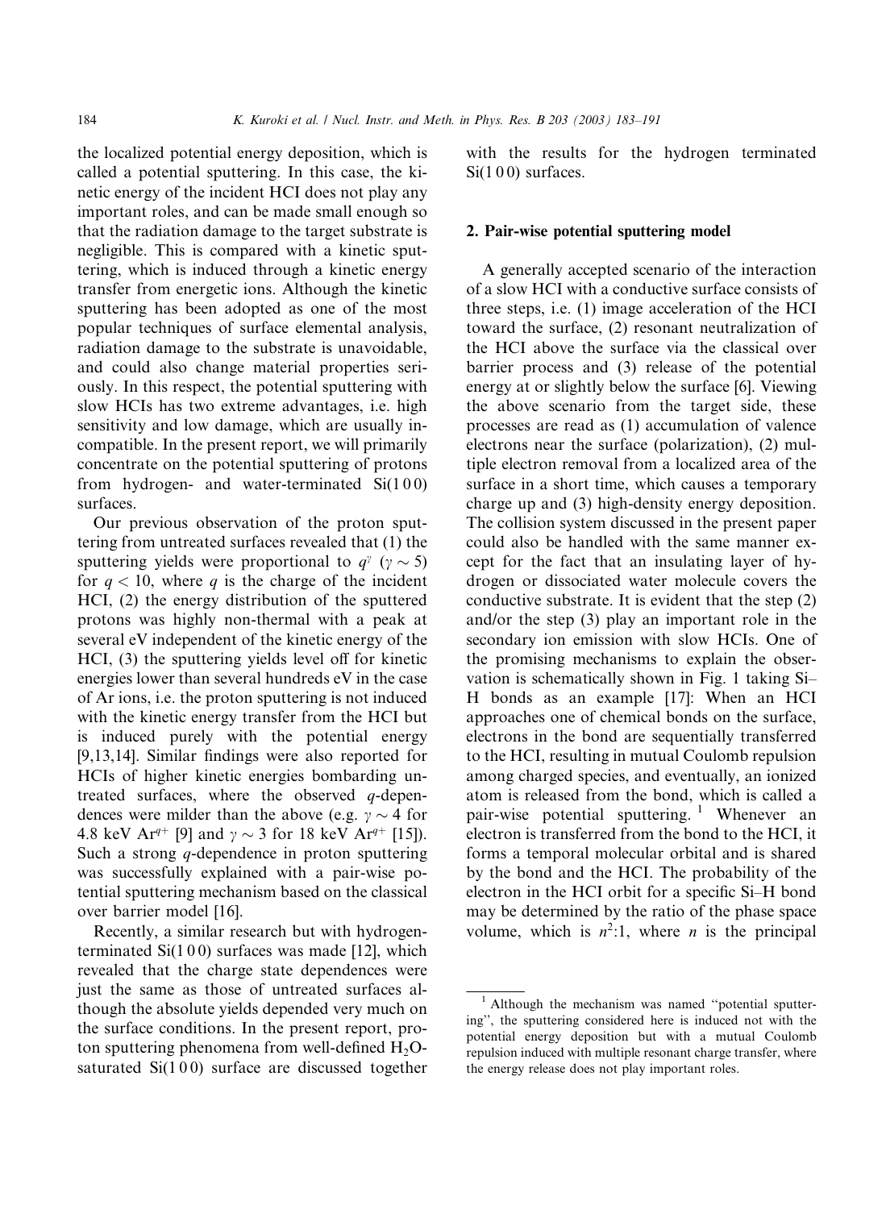the localized potential energy deposition, which is called a potential sputtering. In this case, the kinetic energy of the incident HCI does not play any important roles, and can be made small enough so that the radiation damage to the target substrate is negligible. This is compared with a kinetic sputtering, which is induced through a kinetic energy transfer from energetic ions. Although the kinetic sputtering has been adopted as one of the most popular techniques of surface elemental analysis, radiation damage to the substrate is unavoidable, and could also change material properties seriously. In this respect, the potential sputtering with slow HCIs has two extreme advantages, i.e. high sensitivity and low damage, which are usually incompatible. In the present report, we will primarily concentrate on the potential sputtering of protons from hydrogen- and water-terminated Si(1 0 0) surfaces.

Our previous observation of the proton sputtering from untreated surfaces revealed that (1) the sputtering yields were proportional to $q^{\gamma}$ ($\gamma \sim 5$) for $q < 10$, where $q$ is the charge of the incident HCI, (2) the energy distribution of the sputtered protons was highly non-thermal with a peak at several eV independent of the kinetic energy of the HCI, (3) the sputtering yields level off for kinetic energies lower than several hundreds eV in the case of Ar ions, i.e. the proton sputtering is not induced with the kinetic energy transfer from the HCI but is induced purely with the potential energy [9,13,14]. Similar findings were also reported for HCIs of higher kinetic energies bombarding untreated surfaces, where the observed $q$-dependences were milder than the above (e.g. $\gamma \sim 4$ for 4.8 keV $Ar^{q+}$ [9] and $\gamma \sim 3$ for 18 keV $Ar^{q+}$ [15]). Such a strong $q$-dependence in proton sputtering was successfully explained with a pair-wise potential sputtering mechanism based on the classical over barrier model [16].

Recently, a similar research but with hydrogen-terminated Si(1 0 0) surfaces was made [12], which revealed that the charge state dependences were just the same as those of untreated surfaces although the absolute yields depended very much on the surface conditions. In the present report, proton sputtering phenomena from well-defined $H_2O$-saturated Si(1 0 0) surface are discussed together with the results for the hydrogen terminated Si(1 0 0) surfaces.

## 2. Pair-wise potential sputtering model

A generally accepted scenario of the interaction of a slow HCI with a conductive surface consists of three steps, i.e. (1) image acceleration of the HCI toward the surface, (2) resonant neutralization of the HCI above the surface via the classical over barrier process and (3) release of the potential energy at or slightly below the surface [6]. Viewing the above scenario from the target side, these processes are read as (1) accumulation of valence electrons near the surface (polarization), (2) multiple electron removal from a localized area of the surface in a short time, which causes a temporary charge up and (3) high-density energy deposition. The collision system discussed in the present paper could also be handled with the same manner except for the fact that an insulating layer of hydrogen or dissociated water molecule covers the conductive substrate. It is evident that the step (2) and/or the step (3) play an important role in the secondary ion emission with slow HCIs. One of the promising mechanisms to explain the observation is schematically shown in Fig. 1 taking Si–H bonds as an example [17]: When an HCI approaches one of chemical bonds on the surface, electrons in the bond are sequentially transferred to the HCI, resulting in mutual Coulomb repulsion among charged species, and eventually, an ionized atom is released from the bond, which is called a pair-wise potential sputtering. [1] Whenever an electron is transferred from the bond to the HCI, it forms a temporal molecular orbital and is shared by the bond and the HCI. The probability of the electron in the HCI orbit for a specific Si–H bond may be determined by the ratio of the phase space volume, which is $n^2$:1, where $n$ is the principal

[1] Although the mechanism was named "potential sputtering", the sputtering considered here is induced not with the potential energy deposition but with a mutual Coulomb repulsion induced with multiple resonant charge transfer, where the energy release does not play important roles.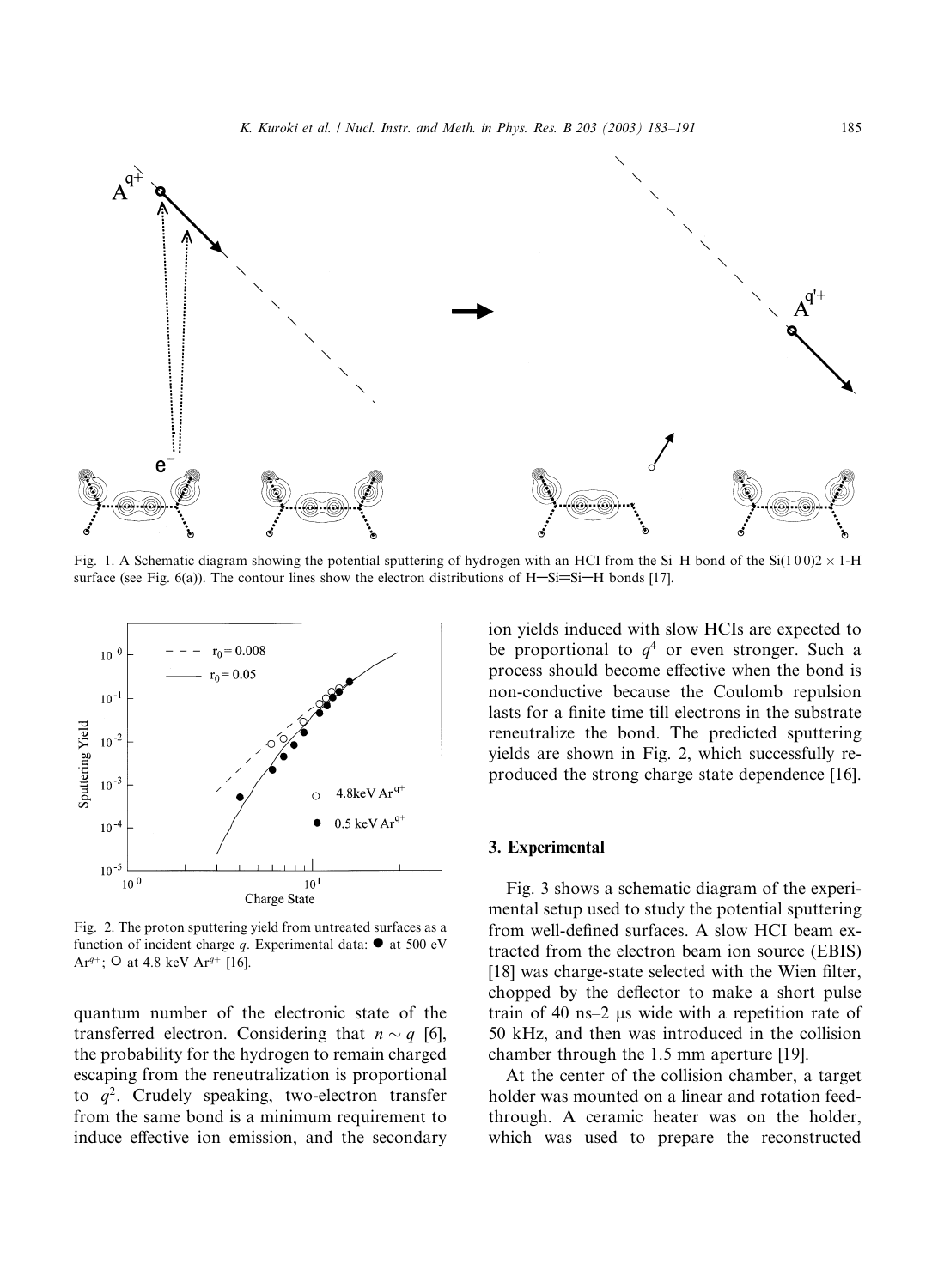Fig. 1. A Schematic diagram showing the potential sputtering of hydrogen with an HCI from the Si–H bond of the Si(1 0 0)2 × 1-H surface (see Fig. 6(a)). The contour lines show the electron distributions of H–Si=Si–H bonds [17].

Fig. 2. The proton sputtering yield from untreated surfaces as a function of incident charge $q$. Experimental data: ● at 500 eV $Ar^{q+}$; ○ at 4.8 keV $Ar^{q+}$ [16].

quantum number of the electronic state of the transferred electron. Considering that $n \sim q$ [6], the probability for the hydrogen to remain charged escaping from the reneutralization is proportional to $q^2$. Crudely speaking, two-electron transfer from the same bond is a minimum requirement to induce effective ion emission, and the secondary ion yields induced with slow HCIs are expected to be proportional to $q^4$ or even stronger. Such a process should become effective when the bond is non-conductive because the Coulomb repulsion lasts for a finite time till electrons in the substrate reneutralize the bond. The predicted sputtering yields are shown in Fig. 2, which successfully reproduced the strong charge state dependence [16].

## 3. Experimental

Fig. 3 shows a schematic diagram of the experimental setup used to study the potential sputtering from well-defined surfaces. A slow HCI beam extracted from the electron beam ion source (EBIS) [18] was charge-state selected with the Wien filter, chopped by the deflector to make a short pulse train of 40 ns–2 μs wide with a repetition rate of 50 kHz, and then was introduced in the collision chamber through the 1.5 mm aperture [19].

At the center of the collision chamber, a target holder was mounted on a linear and rotation feedthrough. A ceramic heater was on the holder, which was used to prepare the reconstructed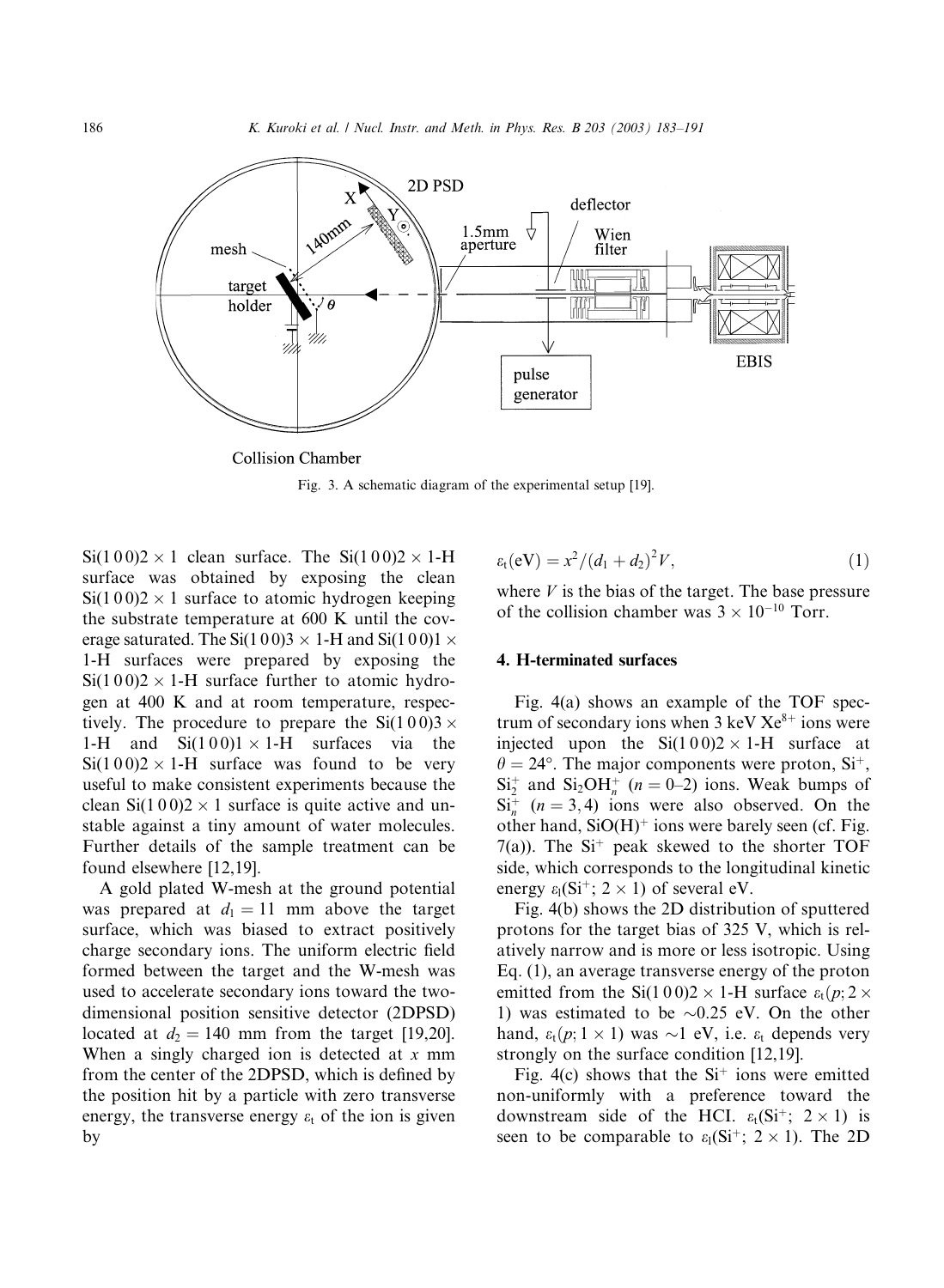Fig. 3. A schematic diagram of the experimental setup [19].

$Si(1\,0\,0)2\times1$ clean surface. The $Si(1\,0\,0)2\times1$-H surface was obtained by exposing the clean $Si(1\,0\,0)2\times1$ surface to atomic hydrogen keeping the substrate temperature at 600 K until the coverage saturated. The $Si(1\,0\,0)3\times1$-H and $Si(1\,0\,0)1\times1$-H surfaces were prepared by exposing the $Si(1\,0\,0)2\times1$-H surface further to atomic hydrogen at 400 K and at room temperature, respectively. The procedure to prepare the $Si(1\,0\,0)3\times1$-H and $Si(1\,0\,0)1\times1$-H surfaces via the $Si(1\,0\,0)2\times1$-H surface was found to be very useful to make consistent experiments because the clean $Si(1\,0\,0)2\times1$ surface is quite active and unstable against a tiny amount of water molecules. Further details of the sample treatment can be found elsewhere [12,19].

A gold plated W-mesh at the ground potential was prepared at $d_1 = 11$ mm above the target surface, which was biased to extract positively charge secondary ions. The uniform electric field formed between the target and the W-mesh was used to accelerate secondary ions toward the two-dimensional position sensitive detector (2DPSD) located at $d_2 = 140$ mm from the target [19,20]. When a singly charged ion is detected at $x$ mm from the center of the 2DPSD, which is defined by the position hit by a particle with zero transverse energy, the transverse energy $\varepsilon_t$ of the ion is given by

$$\varepsilon_t(\mathrm{eV}) = x^2/(d_1 + d_2)^2 V, \tag{1}$$

where $V$ is the bias of the target. The base pressure of the collision chamber was $3\times10^{-10}$ Torr.

## 4. H-terminated surfaces

Fig. 4(a) shows an example of the TOF spectrum of secondary ions when 3 keV $Xe^{8+}$ ions were injected upon the $Si(1\,0\,0)2\times1$-H surface at $\theta = 24°$. The major components were proton, $Si^+$, $Si_2^+$ and $Si_2OH_n^+$ ($n = 0$–2) ions. Weak bumps of $Si_n^+$ ($n = 3, 4$) ions were also observed. On the other hand, $SiO(H)^+$ ions were barely seen (cf. Fig. 7(a)). The $Si^+$ peak skewed to the shorter TOF side, which corresponds to the longitudinal kinetic energy $\varepsilon_l(Si^+; 2\times1)$ of several eV.

Fig. 4(b) shows the 2D distribution of sputtered protons for the target bias of 325 V, which is relatively narrow and is more or less isotropic. Using Eq. (1), an average transverse energy of the proton emitted from the $Si(1\,0\,0)2\times1$-H surface $\varepsilon_t(p; 2\times1)$ was estimated to be $\sim$0.25 eV. On the other hand, $\varepsilon_t(p; 1\times1)$ was $\sim$1 eV, i.e. $\varepsilon_t$ depends very strongly on the surface condition [12,19].

Fig. 4(c) shows that the $Si^+$ ions were emitted non-uniformly with a preference toward the downstream side of the HCI. $\varepsilon_t(Si^+; 2\times1)$ is seen to be comparable to $\varepsilon_l(Si^+; 2\times1)$. The 2D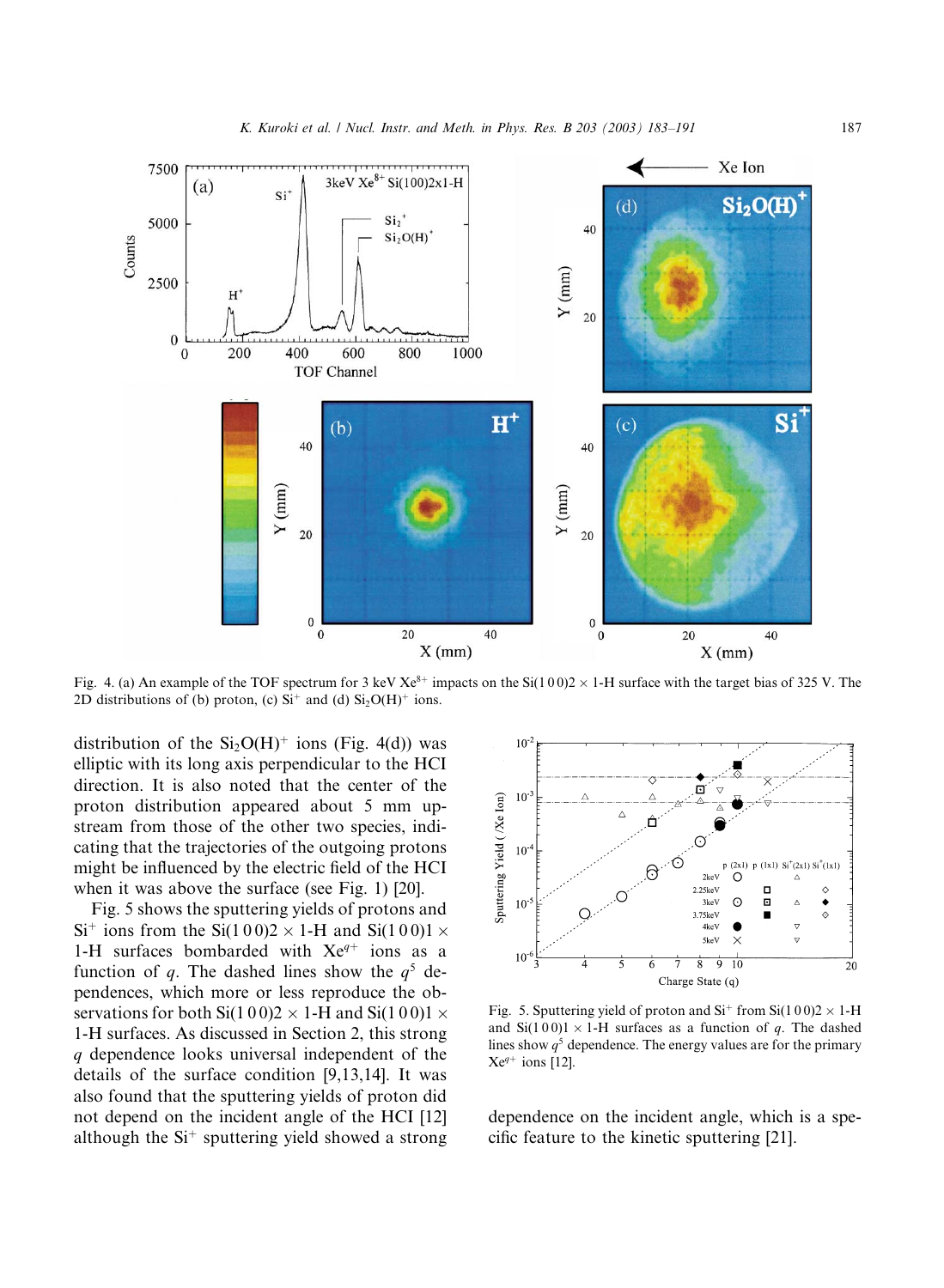Fig. 4. (a) An example of the TOF spectrum for 3 keV $Xe^{8+}$ impacts on the Si(1 0 0)2 × 1-H surface with the target bias of 325 V. The 2D distributions of (b) proton, (c) $Si^+$ and (d) $Si_2O(H)^+$ ions.

distribution of the $Si_2O(H)^+$ ions (Fig. 4(d)) was elliptic with its long axis perpendicular to the HCI direction. It is also noted that the center of the proton distribution appeared about 5 mm upstream from those of the other two species, indicating that the trajectories of the outgoing protons might be influenced by the electric field of the HCI when it was above the surface (see Fig. 1) [20].

Fig. 5 shows the sputtering yields of protons and $Si^+$ ions from the Si(1 0 0)2 × 1-H and Si(1 0 0)1 × 1-H surfaces bombarded with $Xe^{q+}$ ions as a function of $q$. The dashed lines show the $q^5$ dependences, which more or less reproduce the observations for both Si(1 0 0)2 × 1-H and Si(1 0 0)1 × 1-H surfaces. As discussed in Section 2, this strong $q$ dependence looks universal independent of the details of the surface condition [9,13,14]. It was also found that the sputtering yields of proton did not depend on the incident angle of the HCI [12] although the $Si^+$ sputtering yield showed a strong dependence on the incident angle, which is a specific feature to the kinetic sputtering [21].

Fig. 5. Sputtering yield of proton and $Si^+$ from Si(1 0 0)2 × 1-H and Si(1 0 0)1 × 1-H surfaces as a function of $q$. The dashed lines show $q^5$ dependence. The energy values are for the primary $Xe^{q+}$ ions [12].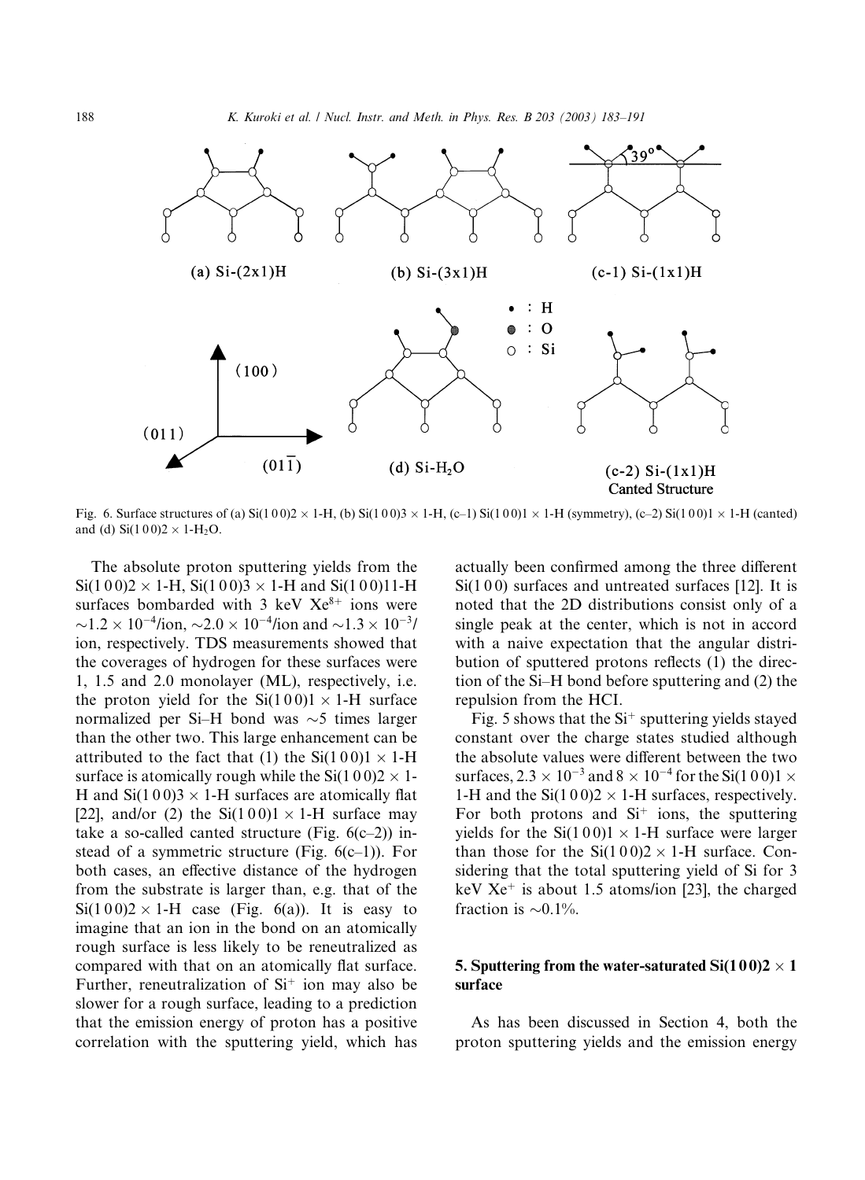Fig. 6. Surface structures of (a) Si(1 0 0)2 × 1-H, (b) Si(1 0 0)3 × 1-H, (c–1) Si(1 0 0)1 × 1-H (symmetry), (c–2) Si(1 0 0)1 × 1-H (canted) and (d) Si(1 0 0)2 × 1-$H_2O$.

The absolute proton sputtering yields from the Si(1 0 0)2 × 1-H, Si(1 0 0)3 × 1-H and Si(1 0 0)11-H surfaces bombarded with 3 keV $Xe^{8+}$ ions were $\sim 1.2 \times 10^{-4}$/ion, $\sim 2.0 \times 10^{-4}$/ion and $\sim 1.3 \times 10^{-3}$/ion, respectively. TDS measurements showed that the coverages of hydrogen for these surfaces were 1, 1.5 and 2.0 monolayer (ML), respectively, i.e. the proton yield for the Si(1 0 0)1 × 1-H surface normalized per Si–H bond was ~5 times larger than the other two. This large enhancement can be attributed to the fact that (1) the Si(1 0 0)1 × 1-H surface is atomically rough while the Si(1 0 0)2 × 1-H and Si(1 0 0)3 × 1-H surfaces are atomically flat [22], and/or (2) the Si(1 0 0)1 × 1-H surface may take a so-called canted structure (Fig. 6(c–2)) instead of a symmetric structure (Fig. 6(c–1)). For both cases, an effective distance of the hydrogen from the substrate is larger than, e.g. that of the Si(1 0 0)2 × 1-H case (Fig. 6(a)). It is easy to imagine that an ion in the bond on an atomically rough surface is less likely to be reneutralized as compared with that on an atomically flat surface. Further, reneutralization of $Si^+$ ion may also be slower for a rough surface, leading to a prediction that the emission energy of proton has a positive correlation with the sputtering yield, which has actually been confirmed among the three different Si(1 0 0) surfaces and untreated surfaces [12]. It is noted that the 2D distributions consist only of a single peak at the center, which is not in accord with a naive expectation that the angular distribution of sputtered protons reflects (1) the direction of the Si–H bond before sputtering and (2) the repulsion from the HCI.

Fig. 5 shows that the $Si^+$ sputtering yields stayed constant over the charge states studied although the absolute values were different between the two surfaces, $2.3 \times 10^{-3}$ and $8 \times 10^{-4}$ for the Si(1 0 0)1 × 1-H and the Si(1 0 0)2 × 1-H surfaces, respectively. For both protons and $Si^+$ ions, the sputtering yields for the Si(1 0 0)1 × 1-H surface were larger than those for the Si(1 0 0)2 × 1-H surface. Considering that the total sputtering yield of Si for 3 keV $Xe^+$ is about 1.5 atoms/ion [23], the charged fraction is ~0.1%.

## 5. Sputtering from the water-saturated Si(1 0 0)2 × 1 surface

As has been discussed in Section 4, both the proton sputtering yields and the emission energy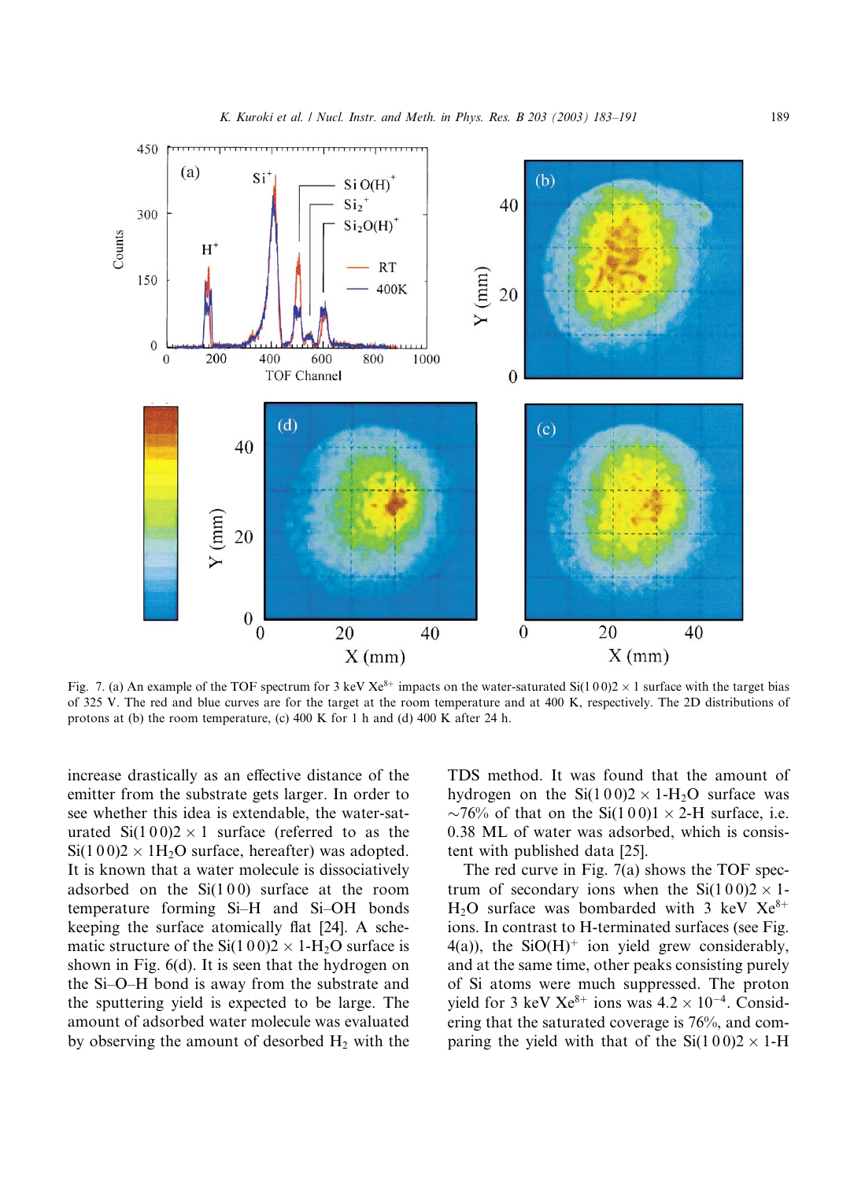Fig. 7. (a) An example of the TOF spectrum for 3 keV $Xe^{8+}$ impacts on the water-saturated Si(1 0 0)2 × 1 surface with the target bias of 325 V. The red and blue curves are for the target at the room temperature and at 400 K, respectively. The 2D distributions of protons at (b) the room temperature, (c) 400 K for 1 h and (d) 400 K after 24 h.

increase drastically as an effective distance of the emitter from the substrate gets larger. In order to see whether this idea is extendable, the water-saturated Si(1 0 0)2 × 1 surface (referred to as the Si(1 0 0)2 × 1$H_2O$ surface, hereafter) was adopted. It is known that a water molecule is dissociatively adsorbed on the Si(1 0 0) surface at the room temperature forming Si–H and Si–OH bonds keeping the surface atomically flat [24]. A schematic structure of the Si(1 0 0)2 × 1-$H_2O$ surface is shown in Fig. 6(d). It is seen that the hydrogen on the Si–O–H bond is away from the substrate and the sputtering yield is expected to be large. The amount of adsorbed water molecule was evaluated by observing the amount of desorbed $H_2$ with the TDS method. It was found that the amount of hydrogen on the Si(1 0 0)2 × 1-$H_2O$ surface was ~76% of that on the Si(1 0 0)1 × 2-H surface, i.e. 0.38 ML of water was adsorbed, which is consistent with published data [25].

The red curve in Fig. 7(a) shows the TOF spectrum of secondary ions when the Si(1 0 0)2 × 1-$H_2O$ surface was bombarded with 3 keV $Xe^{8+}$ ions. In contrast to H-terminated surfaces (see Fig. 4(a)), the $SiO(H)^+$ ion yield grew considerably, and at the same time, other peaks consisting purely of Si atoms were much suppressed. The proton yield for 3 keV $Xe^{8+}$ ions was $4.2 \times 10^{-4}$. Considering that the saturated coverage is 76%, and comparing the yield with that of the Si(1 0 0)2 × 1-H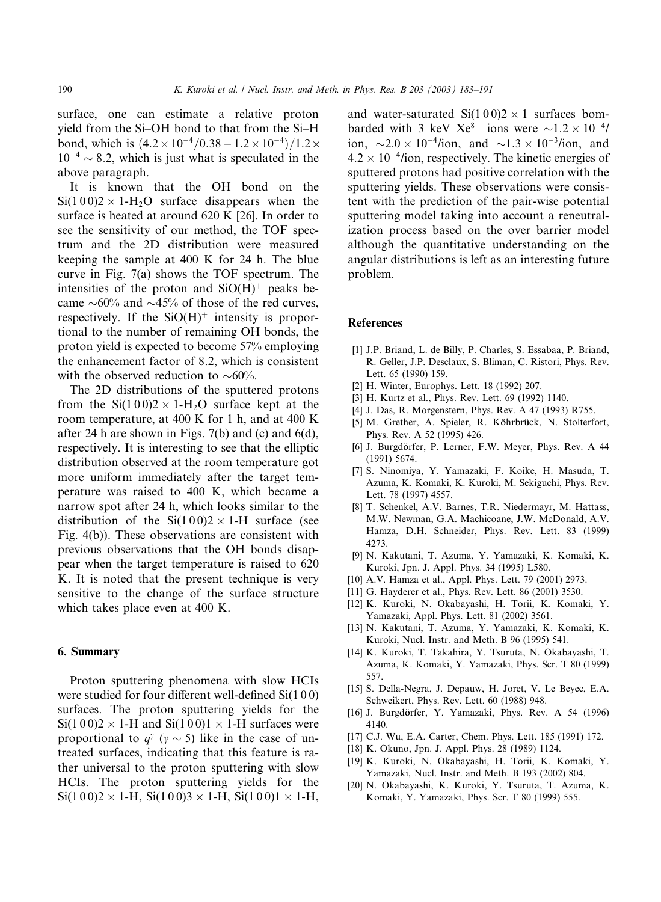surface, one can estimate a relative proton yield from the Si–OH bond to that from the Si–H bond, which is $(4.2\times10^{-4}/0.38 - 1.2\times10^{-4})/1.2\times10^{-4} \sim 8.2$, which is just what is speculated in the above paragraph.

It is known that the OH bond on the $Si(100)2\times1$-$H_2O$ surface disappears when the surface is heated at around 620 K [26]. In order to see the sensitivity of our method, the TOF spectrum and the 2D distribution were measured keeping the sample at 400 K for 24 h. The blue curve in Fig. 7(a) shows the TOF spectrum. The intensities of the proton and $SiO(H)^+$ peaks became ~60% and ~45% of those of the red curves, respectively. If the $SiO(H)^+$ intensity is proportional to the number of remaining OH bonds, the proton yield is expected to become 57% employing the enhancement factor of 8.2, which is consistent with the observed reduction to ~60%.

The 2D distributions of the sputtered protons from the $Si(100)2\times1$-$H_2O$ surface kept at the room temperature, at 400 K for 1 h, and at 400 K after 24 h are shown in Figs. 7(b) and (c) and 6(d), respectively. It is interesting to see that the elliptic distribution observed at the room temperature got more uniform immediately after the target temperature was raised to 400 K, which became a narrow spot after 24 h, which looks similar to the distribution of the $Si(100)2\times1$-H surface (see Fig. 4(b)). These observations are consistent with previous observations that the OH bonds disappear when the target temperature is raised to 620 K. It is noted that the present technique is very sensitive to the change of the surface structure which takes place even at 400 K.

## 6. Summary

Proton sputtering phenomena with slow HCIs were studied for four different well-defined Si(100) surfaces. The proton sputtering yields for the $Si(100)2\times1$-H and $Si(100)1\times1$-H surfaces were proportional to $q^{\gamma}$ ($\gamma\sim5$) like in the case of untreated surfaces, indicating that this feature is rather universal to the proton sputtering with slow HCIs. The proton sputtering yields for the $Si(100)2\times1$-H, $Si(100)3\times1$-H, $Si(100)1\times1$-H, and water-saturated $Si(100)2\times1$ surfaces bombarded with 3 keV $Xe^{8+}$ ions were $\sim1.2\times10^{-4}$/ion, $\sim2.0\times10^{-4}$/ion, and $\sim1.3\times10^{-3}$/ion, and $4.2\times10^{-4}$/ion, respectively. The kinetic energies of sputtered protons had positive correlation with the sputtering yields. These observations were consistent with the prediction of the pair-wise potential sputtering model taking into account a reneutralization process based on the over barrier model although the quantitative understanding on the angular distributions is left as an interesting future problem.

## References

[1] J.P. Briand, L. de Billy, P. Charles, S. Essabaa, P. Briand, R. Geller, J.P. Desclaux, S. Bliman, C. Ristori, Phys. Rev. Lett. 65 (1990) 159.

[2] H. Winter, Europhys. Lett. 18 (1992) 207.

[3] H. Kurtz et al., Phys. Rev. Lett. 69 (1992) 1140.

[4] J. Das, R. Morgenstern, Phys. Rev. A 47 (1993) R755.

[5] M. Grether, A. Spieler, R. Köhrbrück, N. Stolterfort, Phys. Rev. A 52 (1995) 426.

[6] J. Burgdörfer, P. Lerner, F.W. Meyer, Phys. Rev. A 44 (1991) 5674.

[7] S. Ninomiya, Y. Yamazaki, F. Koike, H. Masuda, T. Azuma, K. Komaki, K. Kuroki, M. Sekiguchi, Phys. Rev. Lett. 78 (1997) 4557.

[8] T. Schenkel, A.V. Barnes, T.R. Niedermayr, M. Hattass, M.W. Newman, G.A. Machicoane, J.W. McDonald, A.V. Hamza, D.H. Schneider, Phys. Rev. Lett. 83 (1999) 4273.

[9] N. Kakutani, T. Azuma, Y. Yamazaki, K. Komaki, K. Kuroki, Jpn. J. Appl. Phys. 34 (1995) L580.

[10] A.V. Hamza et al., Appl. Phys. Lett. 79 (2001) 2973.

[11] G. Hayderer et al., Phys. Rev. Lett. 86 (2001) 3530.

[12] K. Kuroki, N. Okabayashi, H. Torii, K. Komaki, Y. Yamazaki, Appl. Phys. Lett. 81 (2002) 3561.

[13] N. Kakutani, T. Azuma, Y. Yamazaki, K. Komaki, K. Kuroki, Nucl. Instr. and Meth. B 96 (1995) 541.

[14] K. Kuroki, T. Takahira, Y. Tsuruta, N. Okabayashi, T. Azuma, K. Komaki, Y. Yamazaki, Phys. Scr. T 80 (1999) 557.

[15] S. Della-Negra, J. Depauw, H. Joret, V. Le Beyec, E.A. Schweikert, Phys. Rev. Lett. 60 (1988) 948.

[16] J. Burgdörfer, Y. Yamazaki, Phys. Rev. A 54 (1996) 4140.

[17] C.J. Wu, E.A. Carter, Chem. Phys. Lett. 185 (1991) 172.

[18] K. Okuno, Jpn. J. Appl. Phys. 28 (1989) 1124.

[19] K. Kuroki, N. Okabayashi, H. Torii, K. Komaki, Y. Yamazaki, Nucl. Instr. and Meth. B 193 (2002) 804.

[20] N. Okabayashi, K. Kuroki, Y. Tsuruta, T. Azuma, K. Komaki, Y. Yamazaki, Phys. Scr. T 80 (1999) 555.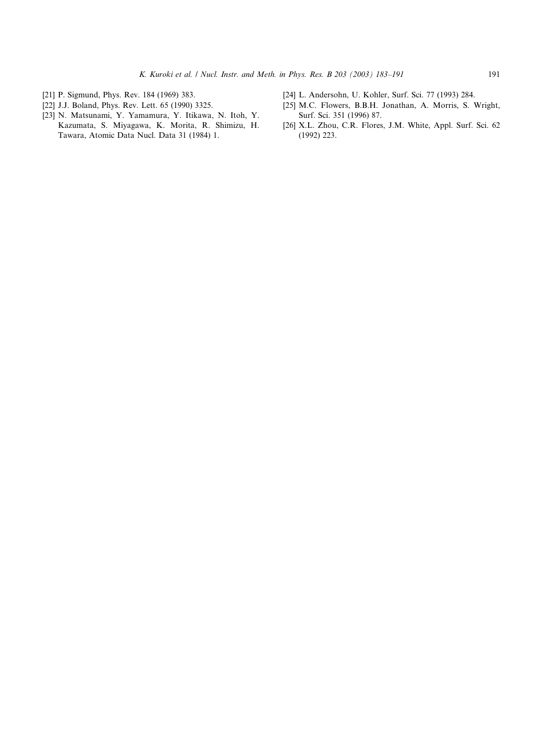[21] P. Sigmund, Phys. Rev. 184 (1969) 383.

[22] J.J. Boland, Phys. Rev. Lett. 65 (1990) 3325.

[23] N. Matsunami, Y. Yamamura, Y. Itikawa, N. Itoh, Y. Kazumata, S. Miyagawa, K. Morita, R. Shimizu, H. Tawara, Atomic Data Nucl. Data 31 (1984) 1.

[24] L. Andersohn, U. Kohler, Surf. Sci. 77 (1993) 284.

[25] M.C. Flowers, B.B.H. Jonathan, A. Morris, S. Wright, Surf. Sci. 351 (1996) 87.

[26] X.L. Zhou, C.R. Flores, J.M. White, Appl. Surf. Sci. 62 (1992) 223.